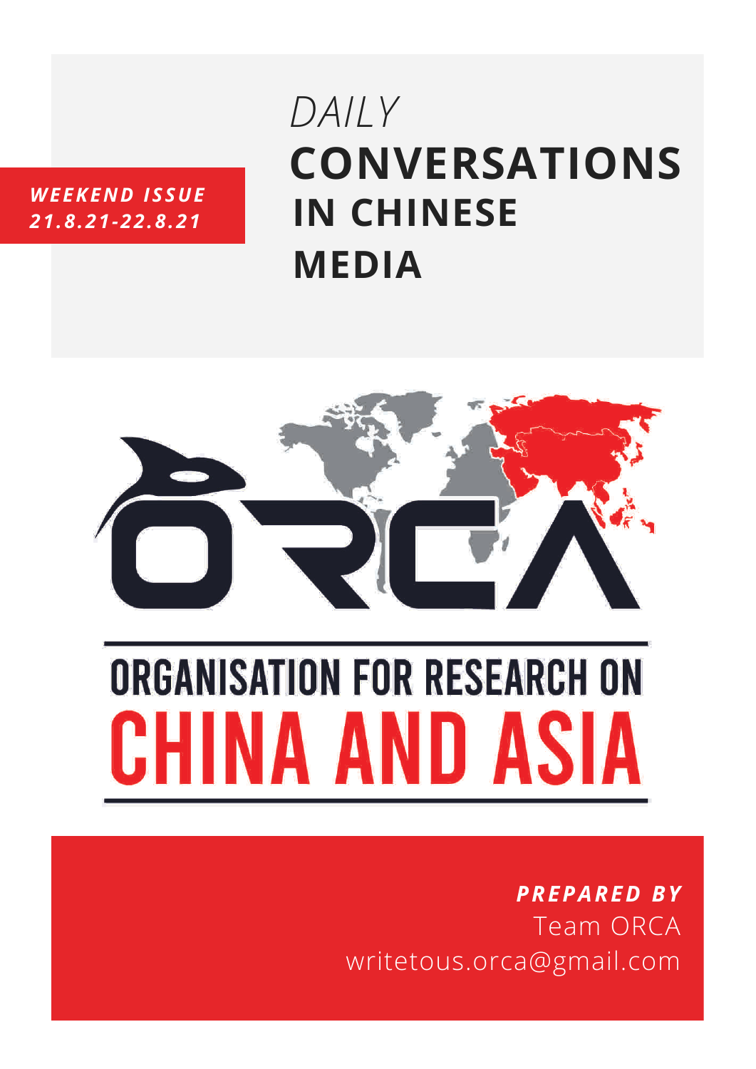*WEEKEND ISSUE*
*21.8.21-22.8.21*

# *DAILY* CONVERSATIONS IN CHINESE MEDIA

ORGANISATION FOR RESEARCH ON
CHINA AND ASIA

***PREPARED BY***
Team ORCA
writetous.orca@gmail.com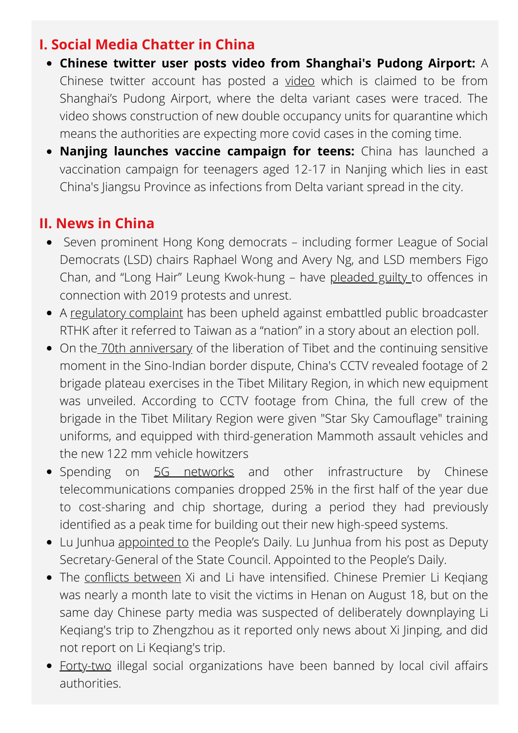## I. Social Media Chatter in China

- **Chinese twitter user posts video from Shanghai's Pudong Airport:** A Chinese twitter account has posted a video which is claimed to be from Shanghai's Pudong Airport, where the delta variant cases were traced. The video shows construction of new double occupancy units for quarantine which means the authorities are expecting more covid cases in the coming time.
- **Nanjing launches vaccine campaign for teens:** China has launched a vaccination campaign for teenagers aged 12-17 in Nanjing which lies in east China's Jiangsu Province as infections from Delta variant spread in the city.

## II. News in China

- Seven prominent Hong Kong democrats – including former League of Social Democrats (LSD) chairs Raphael Wong and Avery Ng, and LSD members Figo Chan, and "Long Hair" Leung Kwok-hung – have pleaded guilty to offences in connection with 2019 protests and unrest.
- A regulatory complaint has been upheld against embattled public broadcaster RTHK after it referred to Taiwan as a "nation" in a story about an election poll.
- On the 70th anniversary of the liberation of Tibet and the continuing sensitive moment in the Sino-Indian border dispute, China's CCTV revealed footage of 2 brigade plateau exercises in the Tibet Military Region, in which new equipment was unveiled. According to CCTV footage from China, the full crew of the brigade in the Tibet Military Region were given "Star Sky Camouflage" training uniforms, and equipped with third-generation Mammoth assault vehicles and the new 122 mm vehicle howitzers
- Spending on 5G networks and other infrastructure by Chinese telecommunications companies dropped 25% in the first half of the year due to cost-sharing and chip shortage, during a period they had previously identified as a peak time for building out their new high-speed systems.
- Lu Junhua appointed to the People's Daily. Lu Junhua from his post as Deputy Secretary-General of the State Council. Appointed to the People's Daily.
- The conflicts between Xi and Li have intensified. Chinese Premier Li Keqiang was nearly a month late to visit the victims in Henan on August 18, but on the same day Chinese party media was suspected of deliberately downplaying Li Keqiang's trip to Zhengzhou as it reported only news about Xi Jinping, and did not report on Li Keqiang's trip.
- Forty-two illegal social organizations have been banned by local civil affairs authorities.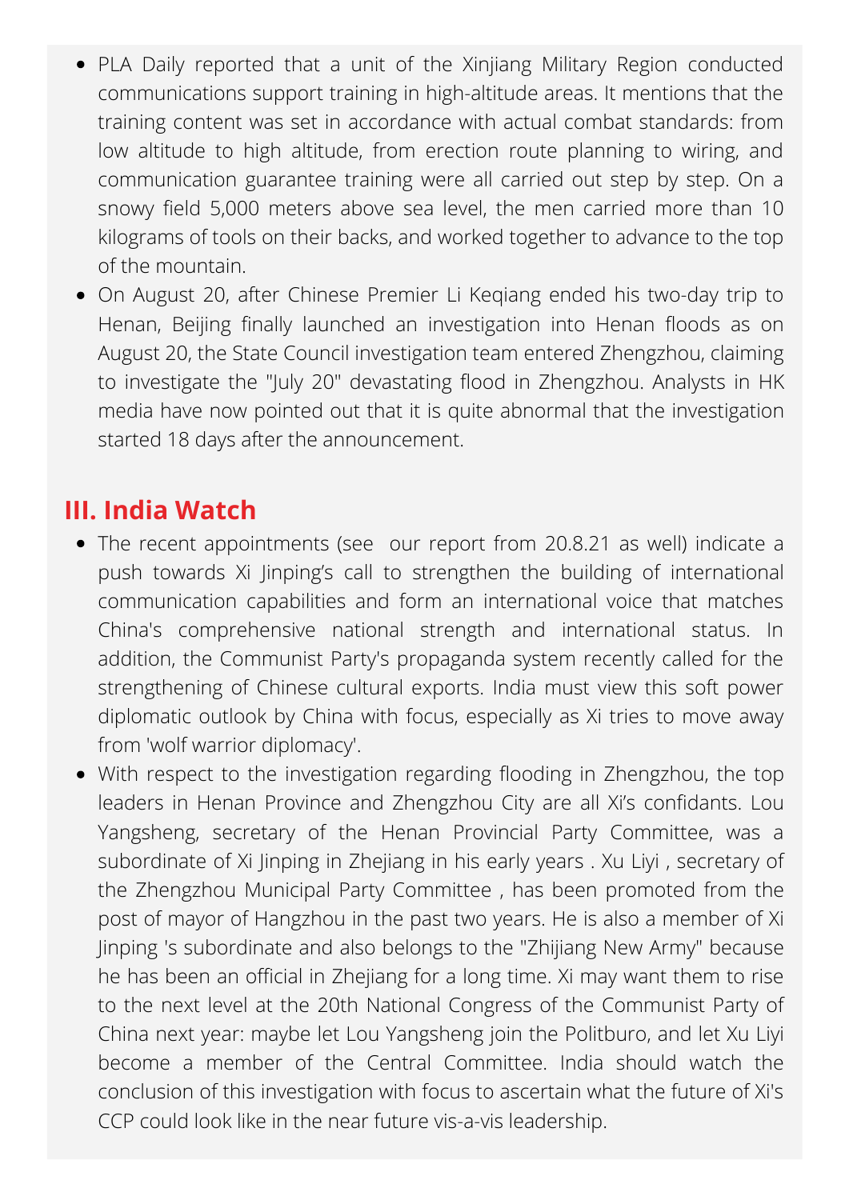- PLA Daily reported that a unit of the Xinjiang Military Region conducted communications support training in high-altitude areas. It mentions that the training content was set in accordance with actual combat standards: from low altitude to high altitude, from erection route planning to wiring, and communication guarantee training were all carried out step by step. On a snowy field 5,000 meters above sea level, the men carried more than 10 kilograms of tools on their backs, and worked together to advance to the top of the mountain.
- On August 20, after Chinese Premier Li Keqiang ended his two-day trip to Henan, Beijing finally launched an investigation into Henan floods as on August 20, the State Council investigation team entered Zhengzhou, claiming to investigate the "July 20" devastating flood in Zhengzhou. Analysts in HK media have now pointed out that it is quite abnormal that the investigation started 18 days after the announcement.

## III. India Watch

- The recent appointments (see our report from 20.8.21 as well) indicate a push towards Xi Jinping's call to strengthen the building of international communication capabilities and form an international voice that matches China's comprehensive national strength and international status. In addition, the Communist Party's propaganda system recently called for the strengthening of Chinese cultural exports. India must view this soft power diplomatic outlook by China with focus, especially as Xi tries to move away from 'wolf warrior diplomacy'.
- With respect to the investigation regarding flooding in Zhengzhou, the top leaders in Henan Province and Zhengzhou City are all Xi's confidants. Lou Yangsheng, secretary of the Henan Provincial Party Committee, was a subordinate of Xi Jinping in Zhejiang in his early years . Xu Liyi , secretary of the Zhengzhou Municipal Party Committee , has been promoted from the post of mayor of Hangzhou in the past two years. He is also a member of Xi Jinping 's subordinate and also belongs to the "Zhijiang New Army" because he has been an official in Zhejiang for a long time. Xi may want them to rise to the next level at the 20th National Congress of the Communist Party of China next year: maybe let Lou Yangsheng join the Politburo, and let Xu Liyi become a member of the Central Committee. India should watch the conclusion of this investigation with focus to ascertain what the future of Xi's CCP could look like in the near future vis-a-vis leadership.